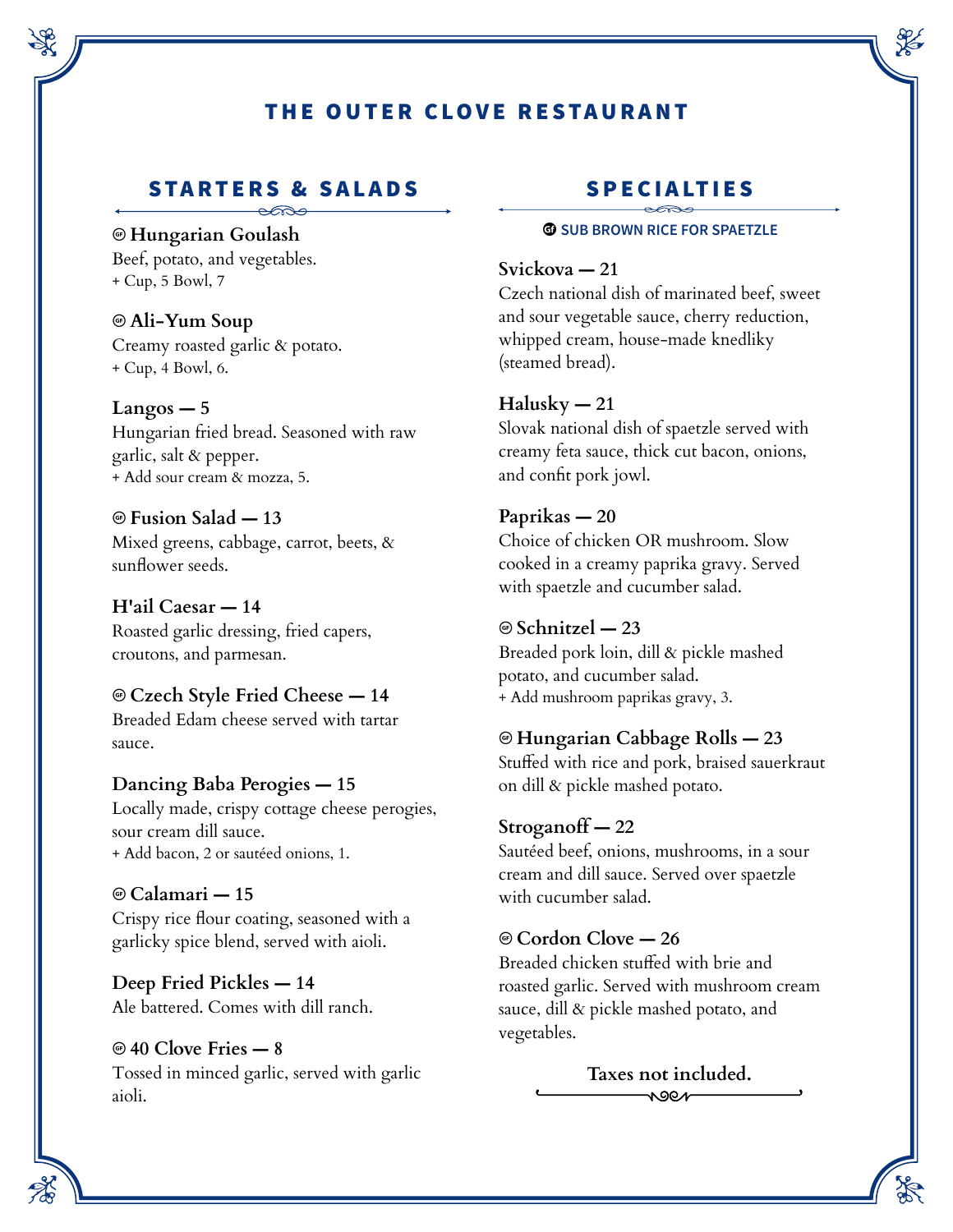# THE OUTER CLOVE RESTAURANT

## STARTERS & SALADS

**GF Hungarian Goulash**
Beef, potato, and vegetables.
+ Cup, 5 Bowl, 7

**GF Ali-Yum Soup**
Creamy roasted garlic & potato.
+ Cup, 4 Bowl, 6.

**Langos — 5**
Hungarian fried bread. Seasoned with raw garlic, salt & pepper.
+ Add sour cream & mozza, 5.

**GF Fusion Salad — 13**
Mixed greens, cabbage, carrot, beets, & sunflower seeds.

**H'ail Caesar — 14**
Roasted garlic dressing, fried capers, croutons, and parmesan.

**GF Czech Style Fried Cheese — 14**
Breaded Edam cheese served with tartar sauce.

**Dancing Baba Perogies — 15**
Locally made, crispy cottage cheese perogies, sour cream dill sauce.
+ Add bacon, 2 or sautéed onions, 1.

**GF Calamari — 15**
Crispy rice flour coating, seasoned with a garlicky spice blend, served with aioli.

**Deep Fried Pickles — 14**
Ale battered. Comes with dill ranch.

**GF 40 Clove Fries — 8**
Tossed in minced garlic, served with garlic aioli.

## SPECIALTIES

GF SUB BROWN RICE FOR SPAETZLE

**Svickova — 21**
Czech national dish of marinated beef, sweet and sour vegetable sauce, cherry reduction, whipped cream, house-made knedliky (steamed bread).

**Halusky — 21**
Slovak national dish of spaetzle served with creamy feta sauce, thick cut bacon, onions, and confit pork jowl.

**Paprikas — 20**
Choice of chicken OR mushroom. Slow cooked in a creamy paprika gravy. Served with spaetzle and cucumber salad.

**GF Schnitzel — 23**
Breaded pork loin, dill & pickle mashed potato, and cucumber salad.
+ Add mushroom paprikas gravy, 3.

**GF Hungarian Cabbage Rolls — 23**
Stuffed with rice and pork, braised sauerkraut on dill & pickle mashed potato.

**Stroganoff — 22**
Sautéed beef, onions, mushrooms, in a sour cream and dill sauce. Served over spaetzle with cucumber salad.

**GF Cordon Clove — 26**
Breaded chicken stuffed with brie and roasted garlic. Served with mushroom cream sauce, dill & pickle mashed potato, and vegetables.

**Taxes not included.**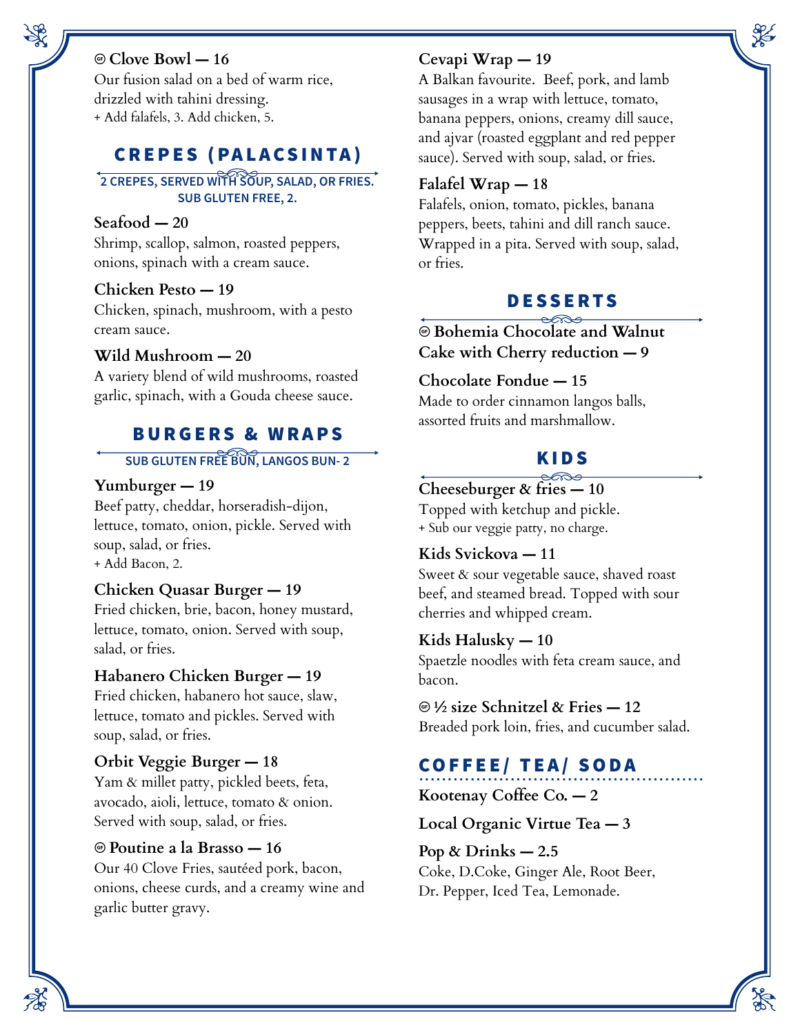**GF Clove Bowl — 16**
Our fusion salad on a bed of warm rice, drizzled with tahini dressing.
+ Add falafels, 3. Add chicken, 5.

## CREPES (PALACSINTA)

2 CREPES, SERVED WITH SOUP, SALAD, OR FRIES.
SUB GLUTEN FREE, 2.

**Seafood — 20**
Shrimp, scallop, salmon, roasted peppers, onions, spinach with a cream sauce.

**Chicken Pesto — 19**
Chicken, spinach, mushroom, with a pesto cream sauce.

**Wild Mushroom — 20**
A variety blend of wild mushrooms, roasted garlic, spinach, with a Gouda cheese sauce.

## BURGERS & WRAPS

SUB GLUTEN FREE BUN, LANGOS BUN- 2

**Yumburger — 19**
Beef patty, cheddar, horseradish-dijon, lettuce, tomato, onion, pickle. Served with soup, salad, or fries.
+ Add Bacon, 2.

**Chicken Quasar Burger — 19**
Fried chicken, brie, bacon, honey mustard, lettuce, tomato, onion. Served with soup, salad, or fries.

**Habanero Chicken Burger — 19**
Fried chicken, habanero hot sauce, slaw, lettuce, tomato and pickles. Served with soup, salad, or fries.

**Orbit Veggie Burger — 18**
Yam & millet patty, pickled beets, feta, avocado, aioli, lettuce, tomato & onion. Served with soup, salad, or fries.

**GF Poutine a la Brasso — 16**
Our 40 Clove Fries, sautéed pork, bacon, onions, cheese curds, and a creamy wine and garlic butter gravy.

**Cevapi Wrap — 19**
A Balkan favourite. Beef, pork, and lamb sausages in a wrap with lettuce, tomato, banana peppers, onions, creamy dill sauce, and ajvar (roasted eggplant and red pepper sauce). Served with soup, salad, or fries.

**Falafel Wrap — 18**
Falafels, onion, tomato, pickles, banana peppers, beets, tahini and dill ranch sauce. Wrapped in a pita. Served with soup, salad, or fries.

## DESSERTS

**GF Bohemia Chocolate and Walnut Cake with Cherry reduction — 9**

**Chocolate Fondue — 15**
Made to order cinnamon langos balls, assorted fruits and marshmallow.

## KIDS

**Cheeseburger & fries — 10**
Topped with ketchup and pickle.
+ Sub our veggie patty, no charge.

**Kids Svickova — 11**
Sweet & sour vegetable sauce, shaved roast beef, and steamed bread. Topped with sour cherries and whipped cream.

**Kids Halusky — 10**
Spaetzle noodles with feta cream sauce, and bacon.

**GF ½ size Schnitzel & Fries — 12**
Breaded pork loin, fries, and cucumber salad.

## COFFEE/ TEA/ SODA

**Kootenay Coffee Co. — 2**

**Local Organic Virtue Tea — 3**

**Pop & Drinks — 2.5**
Coke, D.Coke, Ginger Ale, Root Beer, Dr. Pepper, Iced Tea, Lemonade.